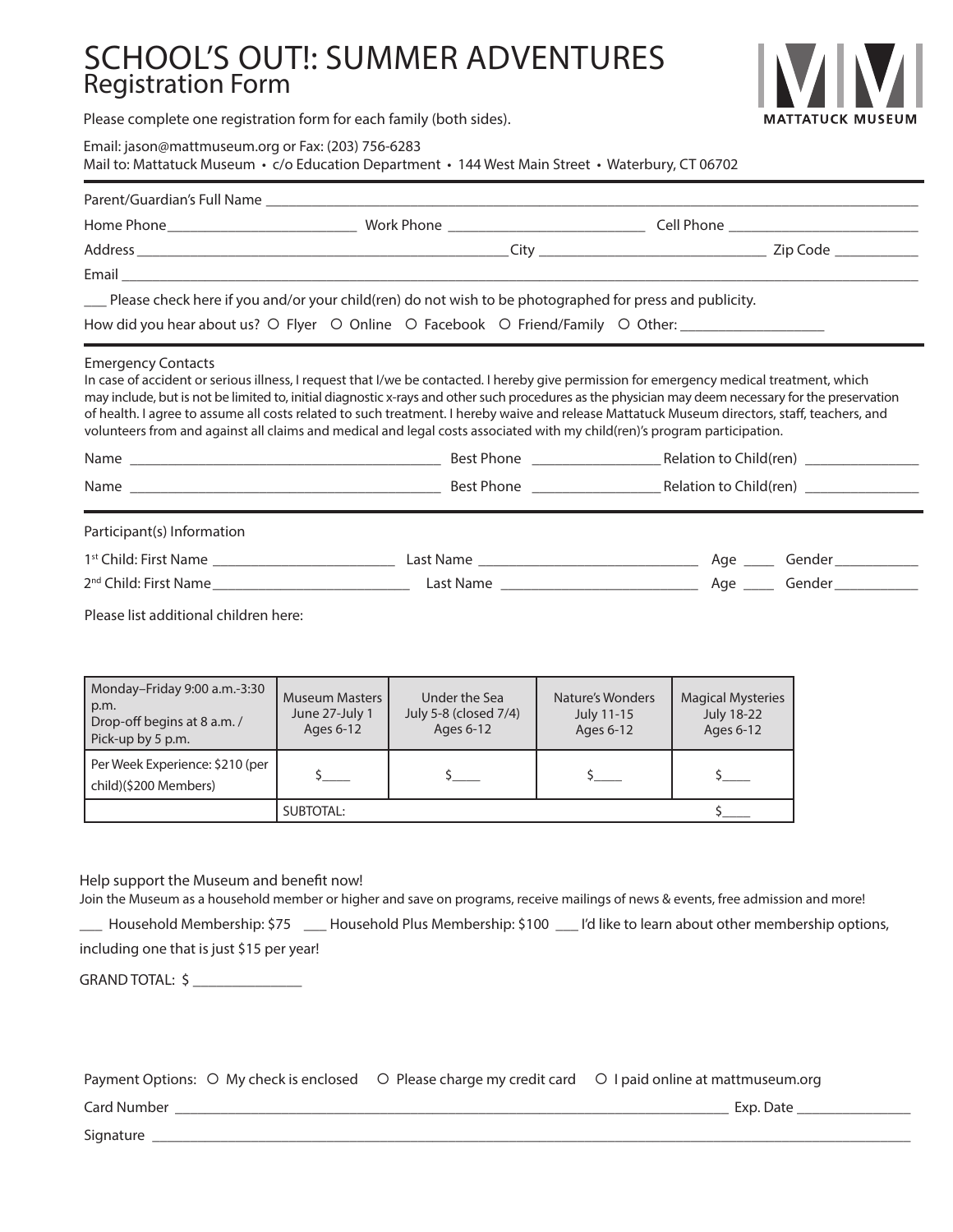# SCHOOL'S OUT!: SUMMER ADVENTURES
## Registration Form

MATTATUCK MUSEUM

Please complete one registration form for each family (both sides).

Email: jason@mattmuseum.org or Fax: (203) 756-6283
Mail to: Mattatuck Museum • c/o Education Department • 144 West Main Street • Waterbury, CT 06702

Parent/Guardian's Full Name ____________________________________________

Home Phone____________________ Work Phone ____________________ Cell Phone ____________________

Address ____________________________________________ City ____________________ Zip Code __________

Email ____________________________________________

___ Please check here if you and/or your child(ren) do not wish to be photographed for press and publicity.

How did you hear about us? ○ Flyer ○ Online ○ Facebook ○ Friend/Family ○ Other: ________________

Emergency Contacts

In case of accident or serious illness, I request that I/we be contacted. I hereby give permission for emergency medical treatment, which may include, but is not be limited to, initial diagnostic x-rays and other such procedures as the physician may deem necessary for the preservation of health. I agree to assume all costs related to such treatment. I hereby waive and release Mattatuck Museum directors, staff, teachers, and volunteers from and against all claims and medical and legal costs associated with my child(ren)'s program participation.

Name ________________________________ Best Phone ______________ Relation to Child(ren) ____________

Name ________________________________ Best Phone ______________ Relation to Child(ren) ____________

Participant(s) Information

1st Child: First Name ____________________ Last Name ________________________ Age ____ Gender __________

2nd Child: First Name____________________ Last Name ________________________ Age ____ Gender __________

Please list additional children here:

| Monday–Friday 9:00 a.m.-3:30 p.m. Drop-off begins at 8 a.m. / Pick-up by 5 p.m. | Museum Masters June 27-July 1 Ages 6-12 | Under the Sea July 5-8 (closed 7/4) Ages 6-12 | Nature's Wonders July 11-15 Ages 6-12 | Magical Mysteries July 18-22 Ages 6-12 |
|---|---|---|---|---|
| Per Week Experience: $210 (per child)($200 Members) | $____ | $____ | $____ | $____ |
| | SUBTOTAL: | | | $____ |

Help support the Museum and benefit now!

Join the Museum as a household member or higher and save on programs, receive mailings of news & events, free admission and more!

___ Household Membership: $75 ___ Household Plus Membership: $100 ___ I'd like to learn about other membership options, including one that is just $15 per year!

GRAND TOTAL: $ ______________

Payment Options: ○ My check is enclosed ○ Please charge my credit card ○ I paid online at mattmuseum.org

Card Number ____________________________________________ Exp. Date ______________

Signature ____________________________________________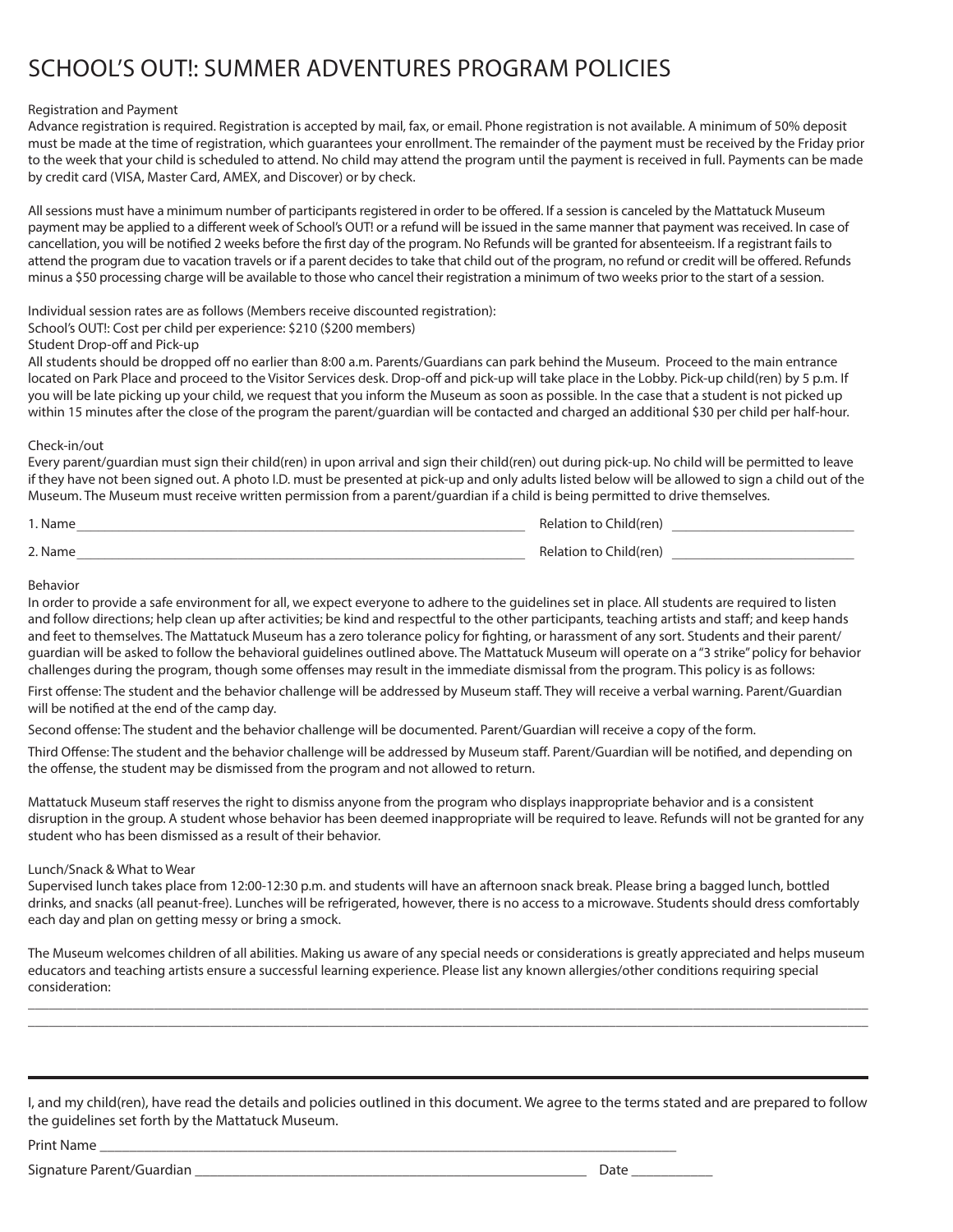# SCHOOL'S OUT!: SUMMER ADVENTURES PROGRAM POLICIES

Registration and Payment

Advance registration is required. Registration is accepted by mail, fax, or email. Phone registration is not available. A minimum of 50% deposit must be made at the time of registration, which guarantees your enrollment. The remainder of the payment must be received by the Friday prior to the week that your child is scheduled to attend. No child may attend the program until the payment is received in full. Payments can be made by credit card (VISA, Master Card, AMEX, and Discover) or by check.

All sessions must have a minimum number of participants registered in order to be offered. If a session is canceled by the Mattatuck Museum payment may be applied to a different week of School's OUT! or a refund will be issued in the same manner that payment was received. In case of cancellation, you will be notified 2 weeks before the first day of the program. No Refunds will be granted for absenteeism. If a registrant fails to attend the program due to vacation travels or if a parent decides to take that child out of the program, no refund or credit will be offered. Refunds minus a $50 processing charge will be available to those who cancel their registration a minimum of two weeks prior to the start of a session.

Individual session rates are as follows (Members receive discounted registration):

School's OUT!: Cost per child per experience: $210 ($200 members)

Student Drop-off and Pick-up

All students should be dropped off no earlier than 8:00 a.m. Parents/Guardians can park behind the Museum. Proceed to the main entrance located on Park Place and proceed to the Visitor Services desk. Drop-off and pick-up will take place in the Lobby. Pick-up child(ren) by 5 p.m. If you will be late picking up your child, we request that you inform the Museum as soon as possible. In the case that a student is not picked up within 15 minutes after the close of the program the parent/guardian will be contacted and charged an additional $30 per child per half-hour.

Check-in/out

Every parent/guardian must sign their child(ren) in upon arrival and sign their child(ren) out during pick-up. No child will be permitted to leave if they have not been signed out. A photo I.D. must be presented at pick-up and only adults listed below will be allowed to sign a child out of the Museum. The Museum must receive written permission from a parent/guardian if a child is being permitted to drive themselves.

1. Name ______________________________ Relation to Child(ren) ______________

2. Name ______________________________ Relation to Child(ren) ______________

Behavior

In order to provide a safe environment for all, we expect everyone to adhere to the guidelines set in place. All students are required to listen and follow directions; help clean up after activities; be kind and respectful to the other participants, teaching artists and staff; and keep hands and feet to themselves. The Mattatuck Museum has a zero tolerance policy for fighting, or harassment of any sort. Students and their parent/guardian will be asked to follow the behavioral guidelines outlined above. The Mattatuck Museum will operate on a "3 strike" policy for behavior challenges during the program, though some offenses may result in the immediate dismissal from the program. This policy is as follows:

First offense: The student and the behavior challenge will be addressed by Museum staff. They will receive a verbal warning. Parent/Guardian will be notified at the end of the camp day.

Second offense: The student and the behavior challenge will be documented. Parent/Guardian will receive a copy of the form.

Third Offense: The student and the behavior challenge will be addressed by Museum staff. Parent/Guardian will be notified, and depending on the offense, the student may be dismissed from the program and not allowed to return.

Mattatuck Museum staff reserves the right to dismiss anyone from the program who displays inappropriate behavior and is a consistent disruption in the group. A student whose behavior has been deemed inappropriate will be required to leave. Refunds will not be granted for any student who has been dismissed as a result of their behavior.

Lunch/Snack & What to Wear

Supervised lunch takes place from 12:00-12:30 p.m. and students will have an afternoon snack break. Please bring a bagged lunch, bottled drinks, and snacks (all peanut-free). Lunches will be refrigerated, however, there is no access to a microwave. Students should dress comfortably each day and plan on getting messy or bring a smock.

The Museum welcomes children of all abilities. Making us aware of any special needs or considerations is greatly appreciated and helps museum educators and teaching artists ensure a successful learning experience. Please list any known allergies/other conditions requiring special consideration:

______________________________________________________________________

______________________________________________________________________

---

I, and my child(ren), have read the details and policies outlined in this document. We agree to the terms stated and are prepared to follow the guidelines set forth by the Mattatuck Museum.

Print Name ______________________________________________

Signature Parent/Guardian ________________________________ Date ___________